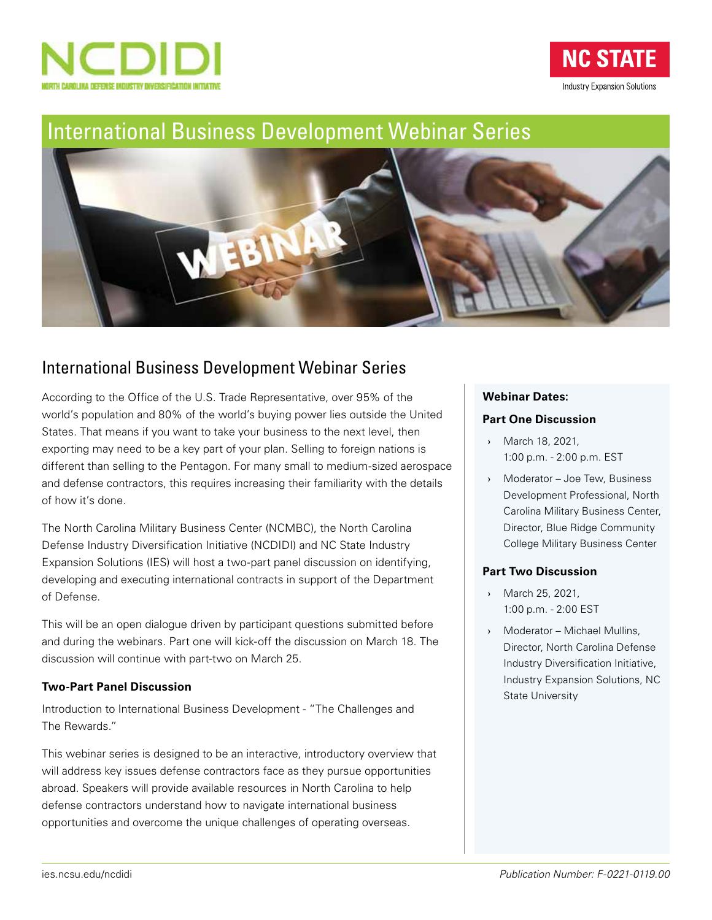NCDIDI

NORTH CAROLINA DEFENSE INDUSTRY DIVERSIFICATION INITIATIVE

NC STATE

Industry Expansion Solutions

# International Business Development Webinar Series

## International Business Development Webinar Series

According to the Office of the U.S. Trade Representative, over 95% of the world's population and 80% of the world's buying power lies outside the United States. That means if you want to take your business to the next level, then exporting may need to be a key part of your plan. Selling to foreign nations is different than selling to the Pentagon. For many small to medium-sized aerospace and defense contractors, this requires increasing their familiarity with the details of how it's done.

The North Carolina Military Business Center (NCMBC), the North Carolina Defense Industry Diversification Initiative (NCDIDI) and NC State Industry Expansion Solutions (IES) will host a two-part panel discussion on identifying, developing and executing international contracts in support of the Department of Defense.

This will be an open dialogue driven by participant questions submitted before and during the webinars. Part one will kick-off the discussion on March 18. The discussion will continue with part-two on March 25.

**Two-Part Panel Discussion**

Introduction to International Business Development - "The Challenges and The Rewards."

This webinar series is designed to be an interactive, introductory overview that will address key issues defense contractors face as they pursue opportunities abroad. Speakers will provide available resources in North Carolina to help defense contractors understand how to navigate international business opportunities and overcome the unique challenges of operating overseas.

**Webinar Dates:**

**Part One Discussion**

- March 18, 2021, 1:00 p.m. - 2:00 p.m. EST
- Moderator – Joe Tew, Business Development Professional, North Carolina Military Business Center, Director, Blue Ridge Community College Military Business Center

**Part Two Discussion**

- March 25, 2021, 1:00 p.m. - 2:00 EST
- Moderator – Michael Mullins, Director, North Carolina Defense Industry Diversification Initiative, Industry Expansion Solutions, NC State University

ies.ncsu.edu/ncdidi

*Publication Number: F-0221-0119.00*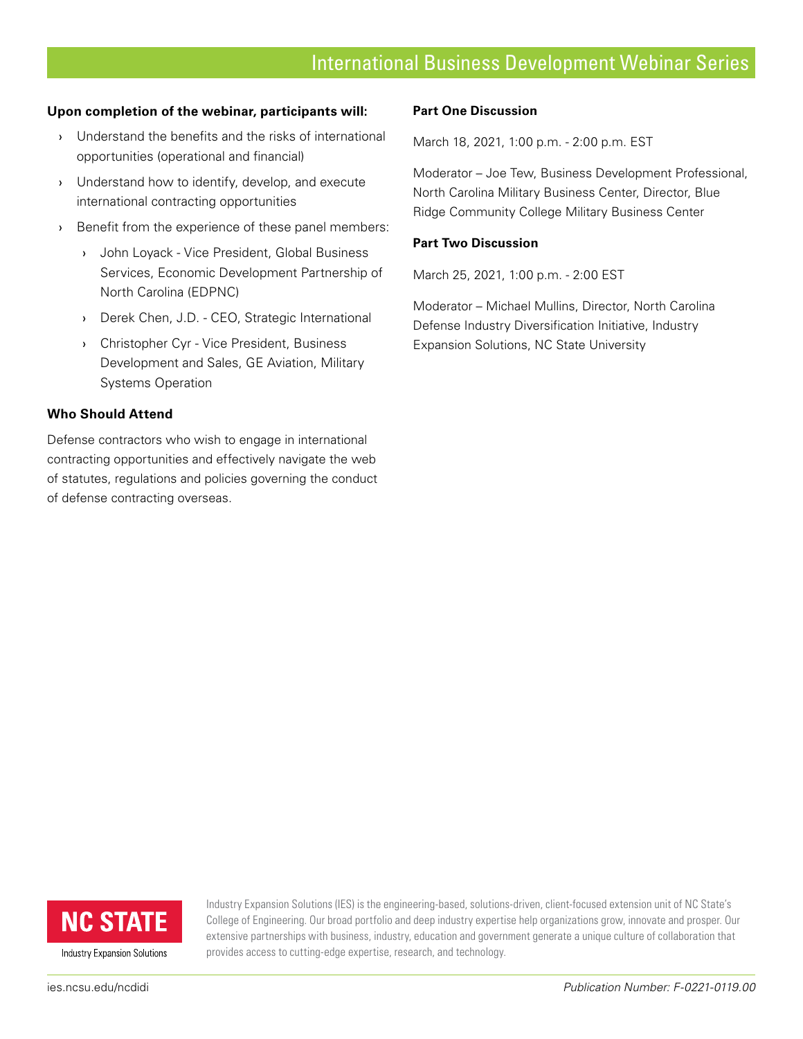# International Business Development Webinar Series

**Upon completion of the webinar, participants will:**

- Understand the benefits and the risks of international opportunities (operational and financial)
- Understand how to identify, develop, and execute international contracting opportunities
- Benefit from the experience of these panel members:
  - John Loyack - Vice President, Global Business Services, Economic Development Partnership of North Carolina (EDPNC)
  - Derek Chen, J.D. - CEO, Strategic International
  - Christopher Cyr - Vice President, Business Development and Sales, GE Aviation, Military Systems Operation

**Who Should Attend**

Defense contractors who wish to engage in international contracting opportunities and effectively navigate the web of statutes, regulations and policies governing the conduct of defense contracting overseas.

**Part One Discussion**

March 18, 2021, 1:00 p.m. - 2:00 p.m. EST

Moderator – Joe Tew, Business Development Professional, North Carolina Military Business Center, Director, Blue Ridge Community College Military Business Center

**Part Two Discussion**

March 25, 2021, 1:00 p.m. - 2:00 EST

Moderator – Michael Mullins, Director, North Carolina Defense Industry Diversification Initiative, Industry Expansion Solutions, NC State University

NC STATE
Industry Expansion Solutions

Industry Expansion Solutions (IES) is the engineering-based, solutions-driven, client-focused extension unit of NC State's College of Engineering. Our broad portfolio and deep industry expertise help organizations grow, innovate and prosper. Our extensive partnerships with business, industry, education and government generate a unique culture of collaboration that provides access to cutting-edge expertise, research, and technology.

ies.ncsu.edu/ncdidi

*Publication Number: F-0221-0119.00*